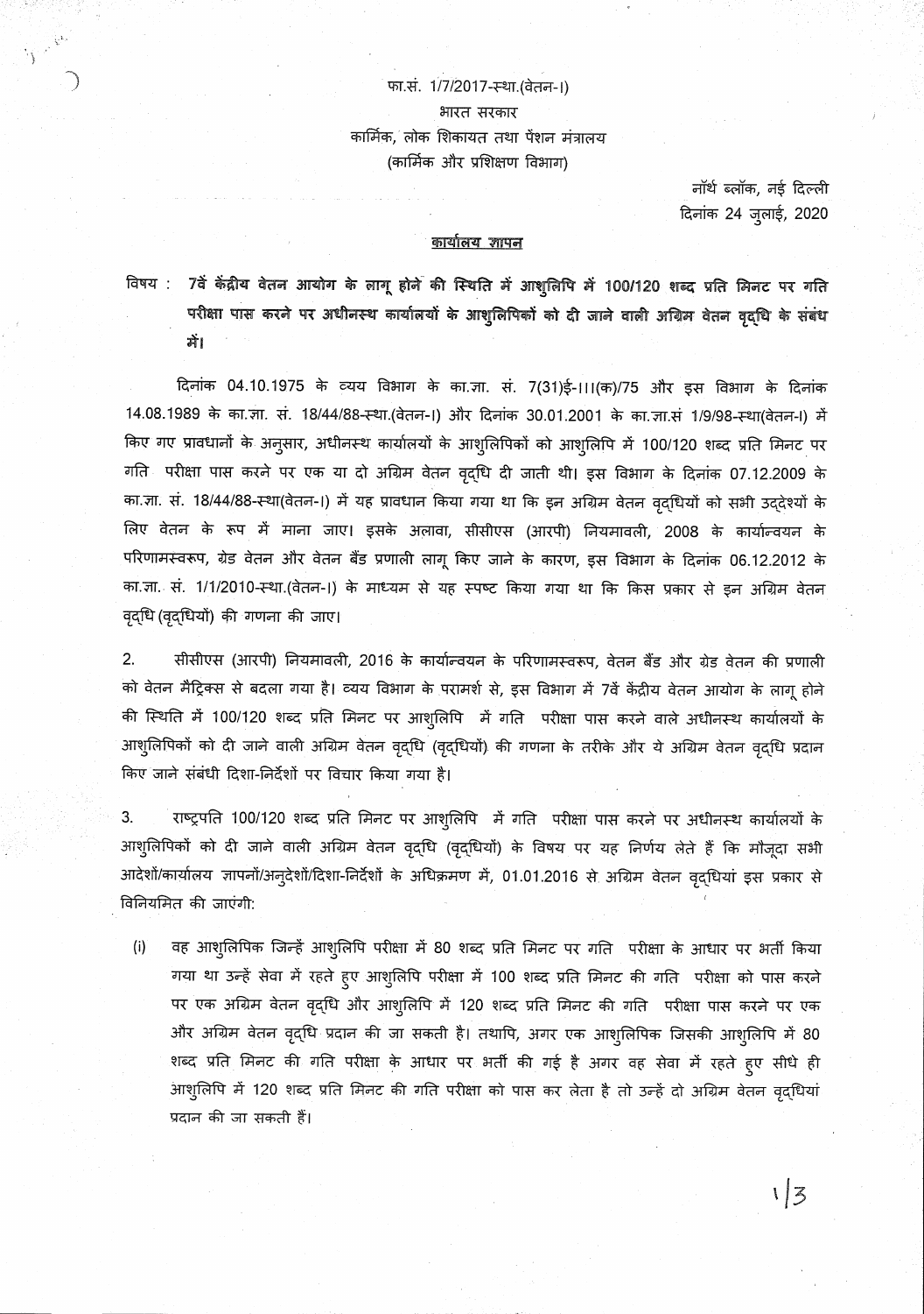फा.सं. 1/7/2017-स्था.(वेतन-।)
भारत सरकार
कार्मिक, लोक शिकायत तथा पेंशन मंत्रालय
(कार्मिक और प्रशिक्षण विभाग)

नॉर्थ ब्लॉक, नई दिल्ली
दिनांक 24 जुलाई, 2020

## कार्यालय ज्ञापन

**विषय : 7वें केंद्रीय वेतन आयोग के लागू होने की स्थिति में आशुलिपि में 100/120 शब्द प्रति मिनट पर गति परीक्षा पास करने पर अधीनस्थ कार्यालयों के आशुलिपिकों को दी जाने वाली अग्रिम वेतन वृद्धि के संबंध में।**

दिनांक 04.10.1975 के व्यय विभाग के का.ज्ञा. सं. 7(31)ई-III(क)/75 और इस विभाग के दिनांक 14.08.1989 के का.ज्ञा. सं. 18/44/88-स्था.(वेतन-I) और दिनांक 30.01.2001 के का.ज्ञा.सं 1/9/98-स्था(वेतन-I) में किए गए प्रावधानों के अनुसार, अधीनस्थ कार्यालयों के आशुलिपिकों को आशुलिपि में 100/120 शब्द प्रति मिनट पर गति परीक्षा पास करने पर एक या दो अग्रिम वेतन वृद्धि दी जाती थी। इस विभाग के दिनांक 07.12.2009 के का.ज्ञा. सं. 18/44/88-स्था(वेतन-I) में यह प्रावधान किया गया था कि इन अग्रिम वेतन वृद्धियों को सभी उद्देश्यों के लिए वेतन के रूप में माना जाए। इसके अलावा, सीसीएस (आरपी) नियमावली, 2008 के कार्यान्वयन के परिणामस्वरूप, ग्रेड वेतन और वेतन बैंड प्रणाली लागू किए जाने के कारण, इस विभाग के दिनांक 06.12.2012 के का.ज्ञा. सं. 1/1/2010-स्था.(वेतन-I) के माध्यम से यह स्पष्ट किया गया था कि किस प्रकार से इन अग्रिम वेतन वृद्धि (वृद्धियों) की गणना की जाए।

2. सीसीएस (आरपी) नियमावली, 2016 के कार्यान्वयन के परिणामस्वरूप, वेतन बैंड और ग्रेड वेतन की प्रणाली को वेतन मैट्रिक्स से बदला गया है। व्यय विभाग के परामर्श से, इस विभाग में 7वें केंद्रीय वेतन आयोग के लागू होने की स्थिति में 100/120 शब्द प्रति मिनट पर आशुलिपि में गति परीक्षा पास करने वाले अधीनस्थ कार्यालयों के आशुलिपिकों को दी जाने वाली अग्रिम वेतन वृद्धि (वृद्धियों) की गणना के तरीके और ये अग्रिम वेतन वृद्धि प्रदान किए जाने संबंधी दिशा-निर्देशों पर विचार किया गया है।

3. राष्ट्रपति 100/120 शब्द प्रति मिनट पर आशुलिपि में गति परीक्षा पास करने पर अधीनस्थ कार्यालयों के आशुलिपिकों को दी जाने वाली अग्रिम वेतन वृद्धि (वृद्धियों) के विषय पर यह निर्णय लेते हैं कि मौजूदा सभी आदेशों/कार्यालय ज्ञापनों/अनुदेशों/दिशा-निर्देशों के अधिक्रमण में, 01.01.2016 से अग्रिम वेतन वृद्धियां इस प्रकार से विनियमित की जाएंगी:

(i) वह आशुलिपिक जिन्हें आशुलिपि परीक्षा में 80 शब्द प्रति मिनट पर गति परीक्षा के आधार पर भर्ती किया गया था उन्हें सेवा में रहते हुए आशुलिपि परीक्षा में 100 शब्द प्रति मिनट की गति परीक्षा को पास करने पर एक अग्रिम वेतन वृद्धि और आशुलिपि में 120 शब्द प्रति मिनट की गति परीक्षा पास करने पर एक और अग्रिम वेतन वृद्धि प्रदान की जा सकती है। तथापि, अगर एक आशुलिपिक जिसकी आशुलिपि में 80 शब्द प्रति मिनट की गति परीक्षा के आधार पर भर्ती की गई है अगर वह सेवा में रहते हुए सीधे ही आशुलिपि में 120 शब्द प्रति मिनट की गति परीक्षा को पास कर लेता है तो उन्हें दो अग्रिम वेतन वृद्धियां प्रदान की जा सकती हैं।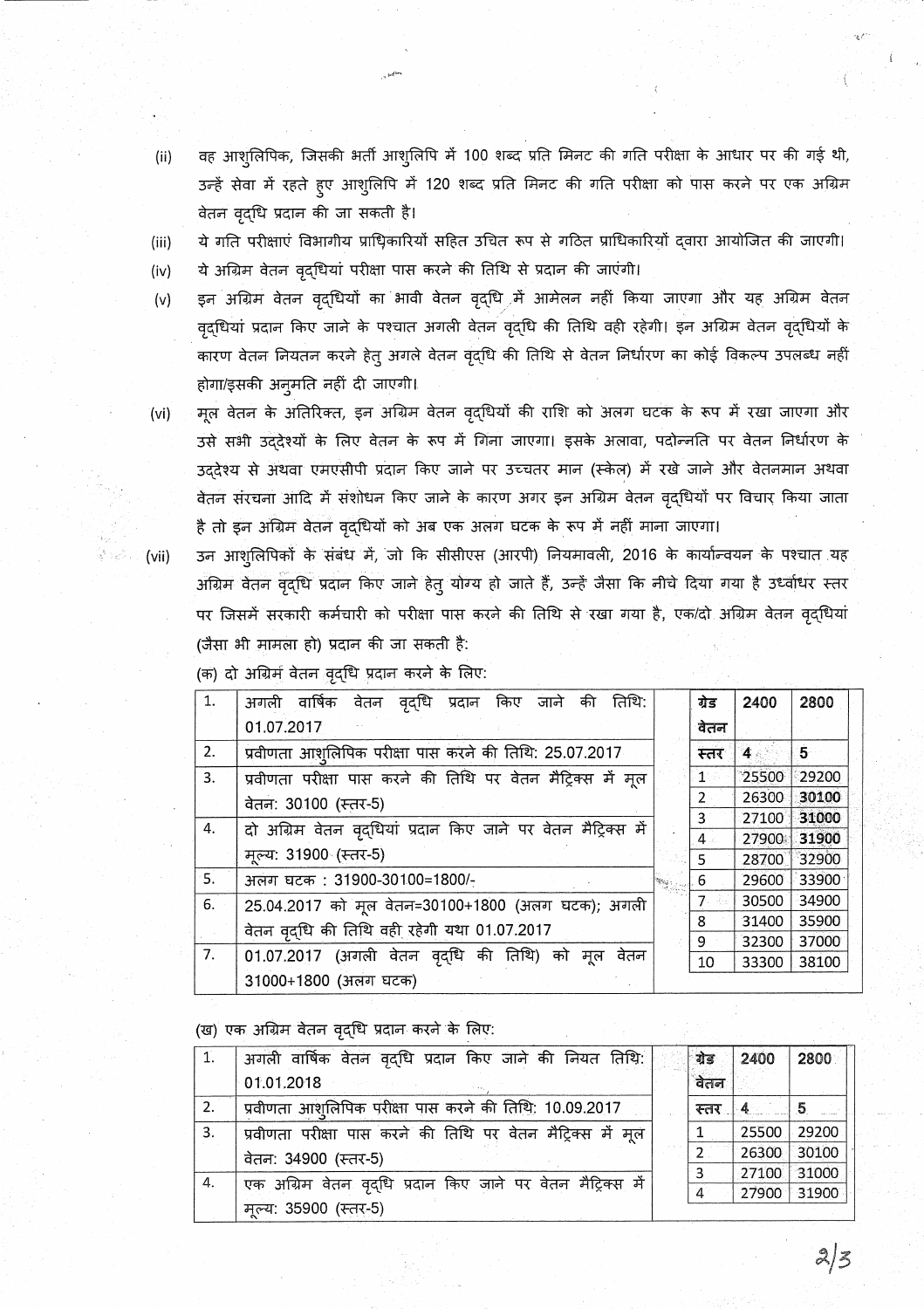(ii) वह आशुलिपिक, जिसकी भर्ती आशुलिपि में 100 शब्द प्रति मिनट की गति परीक्षा के आधार पर की गई थी, उन्हें सेवा में रहते हुए आशुलिपि में 120 शब्द प्रति मिनट की गति परीक्षा को पास करने पर एक अग्रिम वेतन वृद्धि प्रदान की जा सकती है।

(iii) ये गति परीक्षाएं विभागीय प्राधिकारियों सहित उचित रूप से गठित प्राधिकारियों द्वारा आयोजित की जाएगी।

(iv) ये अग्रिम वेतन वृद्धियां परीक्षा पास करने की तिथि से प्रदान की जाएंगी।

(v) इन अग्रिम वेतन वृद्धियों का भावी वेतन वृद्धि में आमेलन नहीं किया जाएगा और यह अग्रिम वेतन वृद्धियां प्रदान किए जाने के पश्चात अगली वेतन वृद्धि की तिथि वही रहेगी। इन अग्रिम वेतन वृद्धियों के कारण वेतन नियतन करने हेतु अगले वेतन वृद्धि की तिथि से वेतन निर्धारण का कोई विकल्प उपलब्ध नहीं होगा/इसकी अनुमति नहीं दी जाएगी।

(vi) मूल वेतन के अतिरिक्त, इन अग्रिम वेतन वृद्धियों की राशि को अलग घटक के रूप में रखा जाएगा और उसे सभी उद्देश्यों के लिए वेतन के रूप में गिना जाएगा। इसके अलावा, पदोन्नति पर वेतन निर्धारण के उद्देश्य से अथवा एमएसीपी प्रदान किए जाने पर उच्चतर मान (स्केल) में रखे जाने और वेतनमान अथवा वेतन संरचना आदि में संशोधन किए जाने के कारण अगर इन अग्रिम वेतन वृद्धियों पर विचार किया जाता है तो इन अग्रिम वेतन वृद्धियों को अब एक अलग घटक के रूप में नहीं माना जाएगा।

(vii) उन आशुलिपिकों के संबंध में, जो कि सीसीएस (आरपी) नियमावली, 2016 के कार्यान्वयन के पश्चात यह अग्रिम वेतन वृद्धि प्रदान किए जाने हेतु योग्य हो जाते हैं, उन्हें जैसा कि नीचे दिया गया है उर्ध्वाधर स्तर पर जिसमें सरकारी कर्मचारी को परीक्षा पास करने की तिथि से रखा गया है, एक/दो अग्रिम वेतन वृद्धियां (जैसा भी मामला हो) प्रदान की जा सकती है:

(क) दो अग्रिम वेतन वृद्धि प्रदान करने के लिए:

| | |
|---|---|
| 1. | अगली वार्षिक वेतन वृद्धि प्रदान किए जाने की तिथि: 01.07.2017 |
| 2. | प्रवीणता आशुलिपिक परीक्षा पास करने की तिथि: 25.07.2017 |
| 3. | प्रवीणता परीक्षा पास करने की तिथि पर वेतन मैट्रिक्स में मूल वेतन: 30100 (स्तर-5) |
| 4. | दो अग्रिम वेतन वृद्धियां प्रदान किए जाने पर वेतन मैट्रिक्स में मूल्य: 31900 (स्तर-5) |
| 5. | अलग घटक : 31900-30100=1800/- |
| 6. | 25.04.2017 को मूल वेतन=30100+1800 (अलग घटक); अगली वेतन वृद्धि की तिथि वही रहेगी यथा 01.07.2017 |
| 7. | 01.07.2017 (अगली वेतन वृद्धि की तिथि) को मूल वेतन 31000+1800 (अलग घटक) |

| ग्रेड वेतन | 2400 | 2800 |
|---|---|---|
| स्तर | 4 | 5 |
| 1 | 25500 | 29200 |
| 2 | 26300 | **30100** |
| 3 | 27100 | **31000** |
| 4 | 27900 | **31900** |
| 5 | 28700 | 32900 |
| 6 | 29600 | 33900 |
| 7 | 30500 | 34900 |
| 8 | 31400 | 35900 |
| 9 | 32300 | 37000 |
| 10 | 33300 | 38100 |

(ख) एक अग्रिम वेतन वृद्धि प्रदान करने के लिए:

| | |
|---|---|
| 1. | अगली वार्षिक वेतन वृद्धि प्रदान किए जाने की नियत तिथि: 01.01.2018 |
| 2. | प्रवीणता आशुलिपिक परीक्षा पास करने की तिथि: 10.09.2017 |
| 3. | प्रवीणता परीक्षा पास करने की तिथि पर वेतन मैट्रिक्स में मूल वेतन: 34900 (स्तर-5) |
| 4. | एक अग्रिम वेतन वृद्धि प्रदान किए जाने पर वेतन मैट्रिक्स में मूल्य: 35900 (स्तर-5) |

| ग्रेड वेतन | 2400 | 2800 |
|---|---|---|
| स्तर | 4 | 5 |
| 1 | 25500 | 29200 |
| 2 | 26300 | 30100 |
| 3 | 27100 | 31000 |
| 4 | 27900 | 31900 |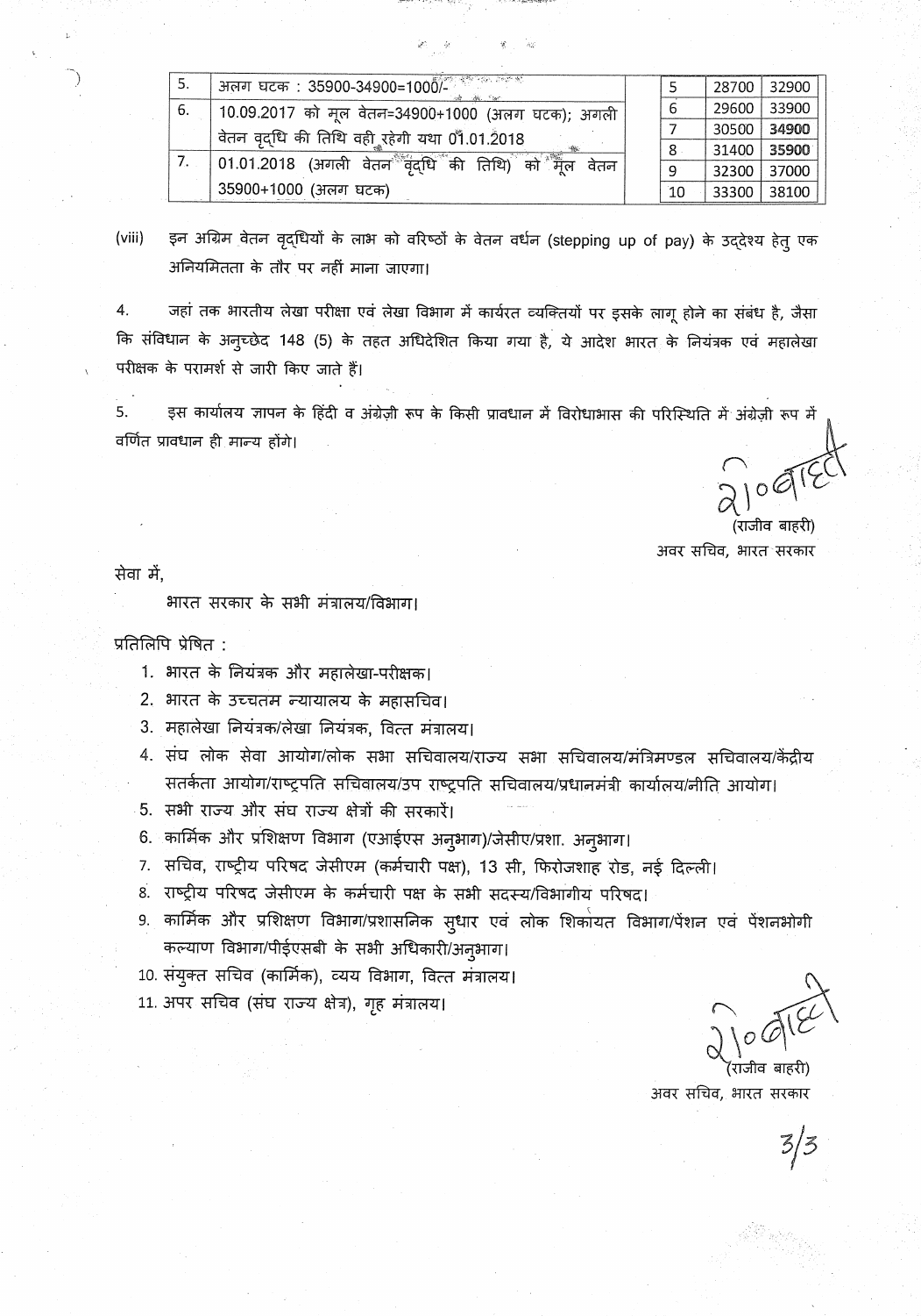| | |
|---|---|
| 5. | अलग घटक : 35900-34900=1000/- |
| 6. | 10.09.2017 को मूल वेतन=34900+1000 (अलग घटक); अगली वेतन वृद्धि की तिथि वही रहेगी यथा 01.01.2018 |
| 7. | 01.01.2018 (अगली वेतन वृद्धि की तिथि) को मूल वेतन 35900+1000 (अलग घटक) |

| | | |
|---|---|---|
| 5 | 28700 | 32900 |
| 6 | 29600 | 33900 |
| 7 | 30500 | 34900 |
| 8 | 31400 | 35900 |
| 9 | 32300 | 37000 |
| 10 | 33300 | 38100 |

(viii) इन अग्रिम वेतन वृद्धियों के लाभ को वरिष्ठों के वेतन वर्धन (stepping up of pay) के उद्देश्य हेतु एक अनियमितता के तौर पर नहीं माना जाएगा।

4. जहां तक भारतीय लेखा परीक्षा एवं लेखा विभाग में कार्यरत व्यक्तियों पर इसके लागू होने का संबंध है, जैसा कि संविधान के अनुच्छेद 148 (5) के तहत अधिदेशित किया गया है, ये आदेश भारत के नियंत्रक एवं महालेखा परीक्षक के परामर्श से जारी किए जाते हैं।

5. इस कार्यालय ज्ञापन के हिंदी व अंग्रेज़ी रूप के किसी प्रावधान में विरोधाभास की परिस्थिति में अंग्रेज़ी रूप में वर्णित प्रावधान ही मान्य होंगे।

(राजीव बाहरी)
अवर सचिव, भारत सरकार

सेवा में,

भारत सरकार के सभी मंत्रालय/विभाग।

प्रतिलिपि प्रेषित :

1. भारत के नियंत्रक और महालेखा-परीक्षक।
2. भारत के उच्चतम न्यायालय के महासचिव।
3. महालेखा नियंत्रक/लेखा नियंत्रक, वित्त मंत्रालय।
4. संघ लोक सेवा आयोग/लोक सभा सचिवालय/राज्य सभा सचिवालय/मंत्रिमण्डल सचिवालय/केंद्रीय सतर्कता आयोग/राष्ट्रपति सचिवालय/उप राष्ट्रपति सचिवालय/प्रधानमंत्री कार्यालय/नीति आयोग।
5. सभी राज्य और संघ राज्य क्षेत्रों की सरकारें।
6. कार्मिक और प्रशिक्षण विभाग (एआईएस अनुभाग)/जेसीए/प्रशा. अनुभाग।
7. सचिव, राष्ट्रीय परिषद जेसीएम (कर्मचारी पक्ष), 13 सी, फिरोजशाह रोड, नई दिल्ली।
8. राष्ट्रीय परिषद जेसीएम के कर्मचारी पक्ष के सभी सदस्य/विभागीय परिषद।
9. कार्मिक और प्रशिक्षण विभाग/प्रशासनिक सुधार एवं लोक शिकायत विभाग/पेंशन एवं पेंशनभोगी कल्याण विभाग/पीईएसबी के सभी अधिकारी/अनुभाग।
10. संयुक्त सचिव (कार्मिक), व्यय विभाग, वित्त मंत्रालय।
11. अपर सचिव (संघ राज्य क्षेत्र), गृह मंत्रालय।

(राजीव बाहरी)
अवर सचिव, भारत सरकार